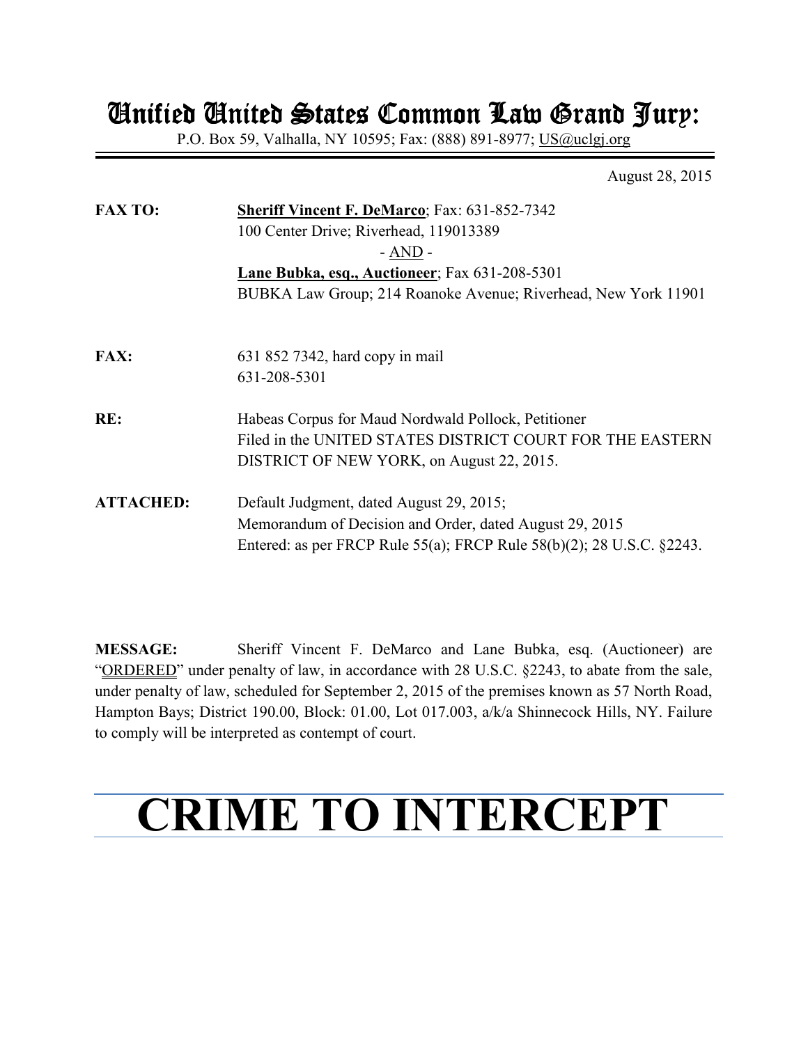# Unified United States Common Law Grand Jury:

P.O. Box 59, Valhalla, NY 10595; Fax: (888) 891-8977; US@uclgj.org

August 28, 2015

| | |
|---|---|
| **FAX TO:** | **Sheriff Vincent F. DeMarco**; Fax: 631-852-7342<br>100 Center Drive; Riverhead, 119013389<br>- AND -<br>**Lane Bubka, esq., Auctioneer**; Fax 631-208-5301<br>BUBKA Law Group; 214 Roanoke Avenue; Riverhead, New York 11901 |
| **FAX:** | 631 852 7342, hard copy in mail<br>631-208-5301 |
| **RE:** | Habeas Corpus for Maud Nordwald Pollock, Petitioner<br>Filed in the UNITED STATES DISTRICT COURT FOR THE EASTERN DISTRICT OF NEW YORK, on August 22, 2015. |
| **ATTACHED:** | Default Judgment, dated August 29, 2015;<br>Memorandum of Decision and Order, dated August 29, 2015<br>Entered: as per FRCP Rule 55(a); FRCP Rule 58(b)(2); 28 U.S.C. §2243. |

**MESSAGE:** Sheriff Vincent F. DeMarco and Lane Bubka, esq. (Auctioneer) are "ORDERED" under penalty of law, in accordance with 28 U.S.C. §2243, to abate from the sale, under penalty of law, scheduled for September 2, 2015 of the premises known as 57 North Road, Hampton Bays; District 190.00, Block: 01.00, Lot 017.003, a/k/a Shinnecock Hills, NY. Failure to comply will be interpreted as contempt of court.

# CRIME TO INTERCEPT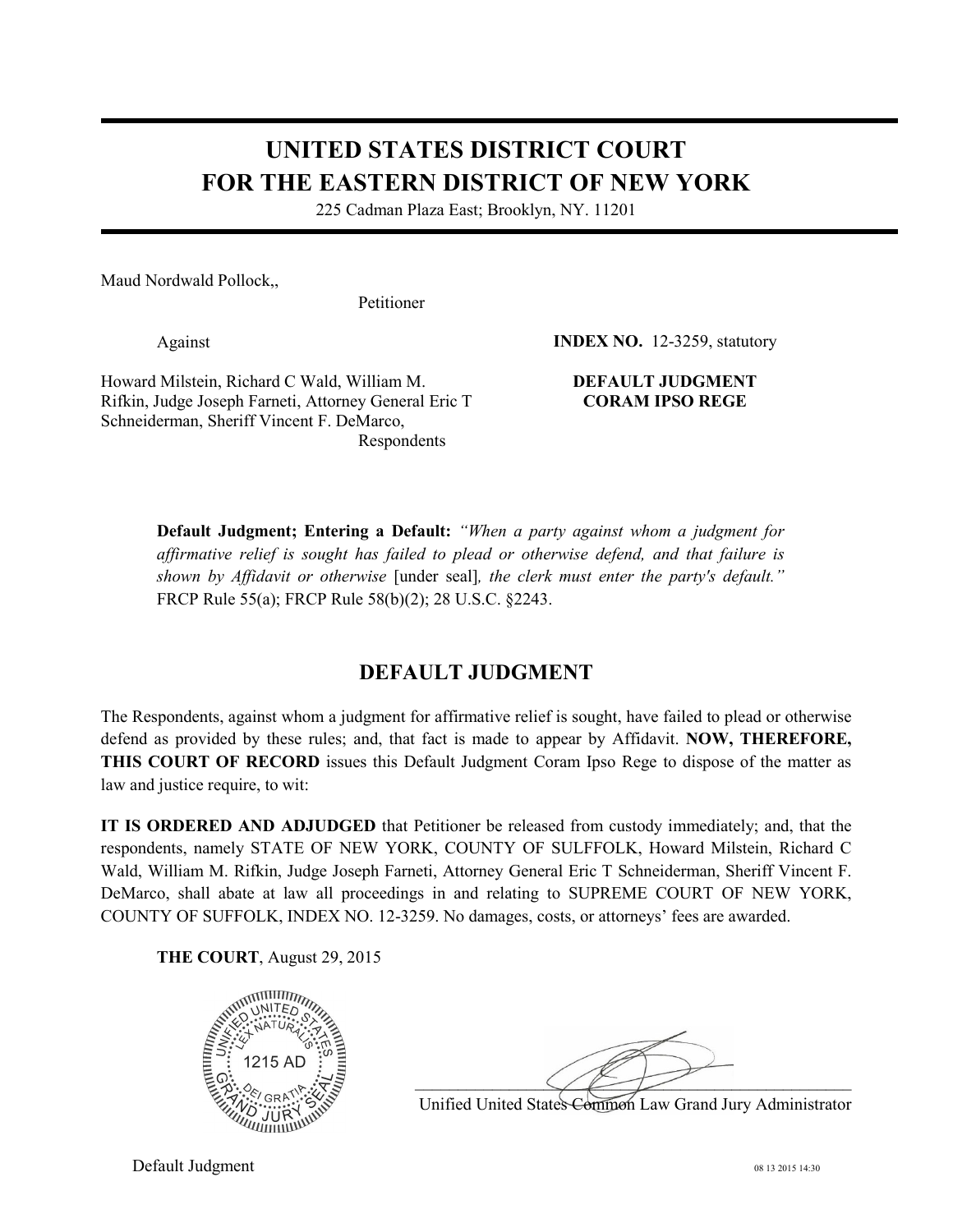# UNITED STATES DISTRICT COURT
# FOR THE EASTERN DISTRICT OF NEW YORK

225 Cadman Plaza East; Brooklyn, NY. 11201

Maud Nordwald Pollock,,

Petitioner

Against

**INDEX NO.** 12-3259, statutory

Howard Milstein, Richard C Wald, William M. Rifkin, Judge Joseph Farneti, Attorney General Eric T Schneiderman, Sheriff Vincent F. DeMarco,

Respondents

**DEFAULT JUDGMENT**
**CORAM IPSO REGE**

**Default Judgment; Entering a Default:** *"When a party against whom a judgment for affirmative relief is sought has failed to plead or otherwise defend, and that failure is shown by Affidavit or otherwise* [under seal]*, the clerk must enter the party's default."* FRCP Rule 55(a); FRCP Rule 58(b)(2); 28 U.S.C. §2243.

## DEFAULT JUDGMENT

The Respondents, against whom a judgment for affirmative relief is sought, have failed to plead or otherwise defend as provided by these rules; and, that fact is made to appear by Affidavit. **NOW, THEREFORE, THIS COURT OF RECORD** issues this Default Judgment Coram Ipso Rege to dispose of the matter as law and justice require, to wit:

**IT IS ORDERED AND ADJUDGED** that Petitioner be released from custody immediately; and, that the respondents, namely STATE OF NEW YORK, COUNTY OF SULFFOLK, Howard Milstein, Richard C Wald, William M. Rifkin, Judge Joseph Farneti, Attorney General Eric T Schneiderman, Sheriff Vincent F. DeMarco, shall abate at law all proceedings in and relating to SUPREME COURT OF NEW YORK, COUNTY OF SUFFOLK, INDEX NO. 12-3259. No damages, costs, or attorneys' fees are awarded.

**THE COURT**, August 29, 2015

UNIFIED UNITED STATES GRAND JURY SEAL — LEX NATURALIS — 1215 AD — DEI GRATIA

Unified United States Common Law Grand Jury Administrator

Default Judgment

08 13 2015 14:30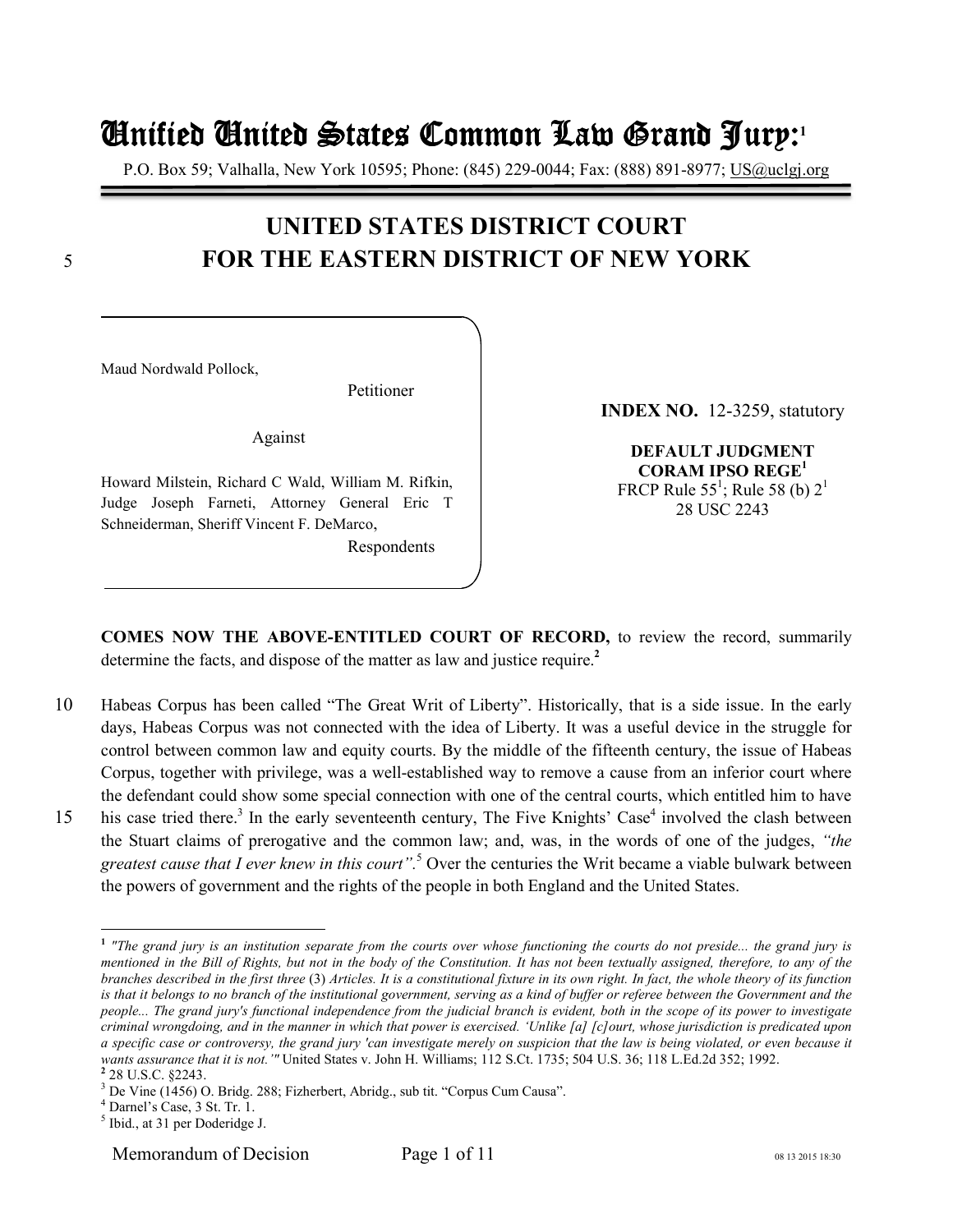# Unified United States Common Law Grand Jury:[1]

P.O. Box 59; Valhalla, New York 10595; Phone: (845) 229-0044; Fax: (888) 891-8977; US@uclgj.org

## UNITED STATES DISTRICT COURT FOR THE EASTERN DISTRICT OF NEW YORK

Maud Nordwald Pollock,

Petitioner

Against

Howard Milstein, Richard C Wald, William M. Rifkin, Judge Joseph Farneti, Attorney General Eric T Schneiderman, Sheriff Vincent F. DeMarco,

Respondents

**INDEX NO.** 12-3259, statutory

**DEFAULT JUDGMENT CORAM IPSO REGE**[1]
FRCP Rule 55[1]; Rule 58 (b) 2[1]
28 USC 2243

**COMES NOW THE ABOVE-ENTITLED COURT OF RECORD,** to review the record, summarily determine the facts, and dispose of the matter as law and justice require.**[2]**

Habeas Corpus has been called "The Great Writ of Liberty". Historically, that is a side issue. In the early days, Habeas Corpus was not connected with the idea of Liberty. It was a useful device in the struggle for control between common law and equity courts. By the middle of the fifteenth century, the issue of Habeas Corpus, together with privilege, was a well-established way to remove a cause from an inferior court where the defendant could show some special connection with one of the central courts, which entitled him to have his case tried there.[3] In the early seventeenth century, The Five Knights' Case[4] involved the clash between the Stuart claims of prerogative and the common law; and, was, in the words of one of the judges, *"the greatest cause that I ever knew in this court"*.[5] Over the centuries the Writ became a viable bulwark between the powers of government and the rights of the people in both England and the United States.

---

**[1]** *"The grand jury is an institution separate from the courts over whose functioning the courts do not preside... the grand jury is mentioned in the Bill of Rights, but not in the body of the Constitution. It has not been textually assigned, therefore, to any of the branches described in the first three* (3) *Articles. It is a constitutional fixture in its own right. In fact, the whole theory of its function is that it belongs to no branch of the institutional government, serving as a kind of buffer or referee between the Government and the people... The grand jury's functional independence from the judicial branch is evident, both in the scope of its power to investigate criminal wrongdoing, and in the manner in which that power is exercised. 'Unlike [a] [c]ourt, whose jurisdiction is predicated upon a specific case or controversy, the grand jury 'can investigate merely on suspicion that the law is being violated, or even because it wants assurance that it is not.'"* United States v. John H. Williams; 112 S.Ct. 1735; 504 U.S. 36; 118 L.Ed.2d 352; 1992.

**[2]** 28 U.S.C. §2243.

[3] De Vine (1456) O. Bridg. 288; Fizherbert, Abridg., sub tit. "Corpus Cum Causa".

[4] Darnel's Case, 3 St. Tr. 1.

[5] Ibid., at 31 per Doderidge J.

Memorandum of Decision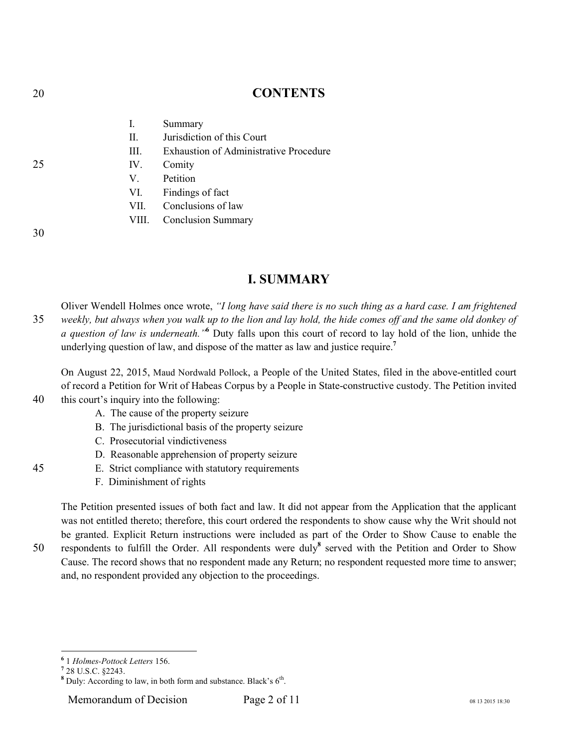## CONTENTS

I. Summary
II. Jurisdiction of this Court
III. Exhaustion of Administrative Procedure
IV. Comity
V. Petition
VI. Findings of fact
VII. Conclusions of law
VIII. Conclusion Summary

## I. SUMMARY

Oliver Wendell Holmes once wrote, *"I long have said there is no such thing as a hard case. I am frightened weekly, but always when you walk up to the lion and lay hold, the hide comes off and the same old donkey of a question of law is underneath."*[6] Duty falls upon this court of record to lay hold of the lion, unhide the underlying question of law, and dispose of the matter as law and justice require.[7]

On August 22, 2015, Maud Nordwald Pollock, a People of the United States, filed in the above-entitled court of record a Petition for Writ of Habeas Corpus by a People in State-constructive custody. The Petition invited this court's inquiry into the following:

A. The cause of the property seizure
B. The jurisdictional basis of the property seizure
C. Prosecutorial vindictiveness
D. Reasonable apprehension of property seizure
E. Strict compliance with statutory requirements
F. Diminishment of rights

The Petition presented issues of both fact and law. It did not appear from the Application that the applicant was not entitled thereto; therefore, this court ordered the respondents to show cause why the Writ should not be granted. Explicit Return instructions were included as part of the Order to Show Cause to enable the respondents to fulfill the Order. All respondents were duly[8] served with the Petition and Order to Show Cause. The record shows that no respondent made any Return; no respondent requested more time to answer; and, no respondent provided any objection to the proceedings.

---

[6] 1 *Holmes-Pottock Letters* 156.
[7] 28 U.S.C. §2243.
[8] Duly: According to law, in both form and substance. Black's 6th.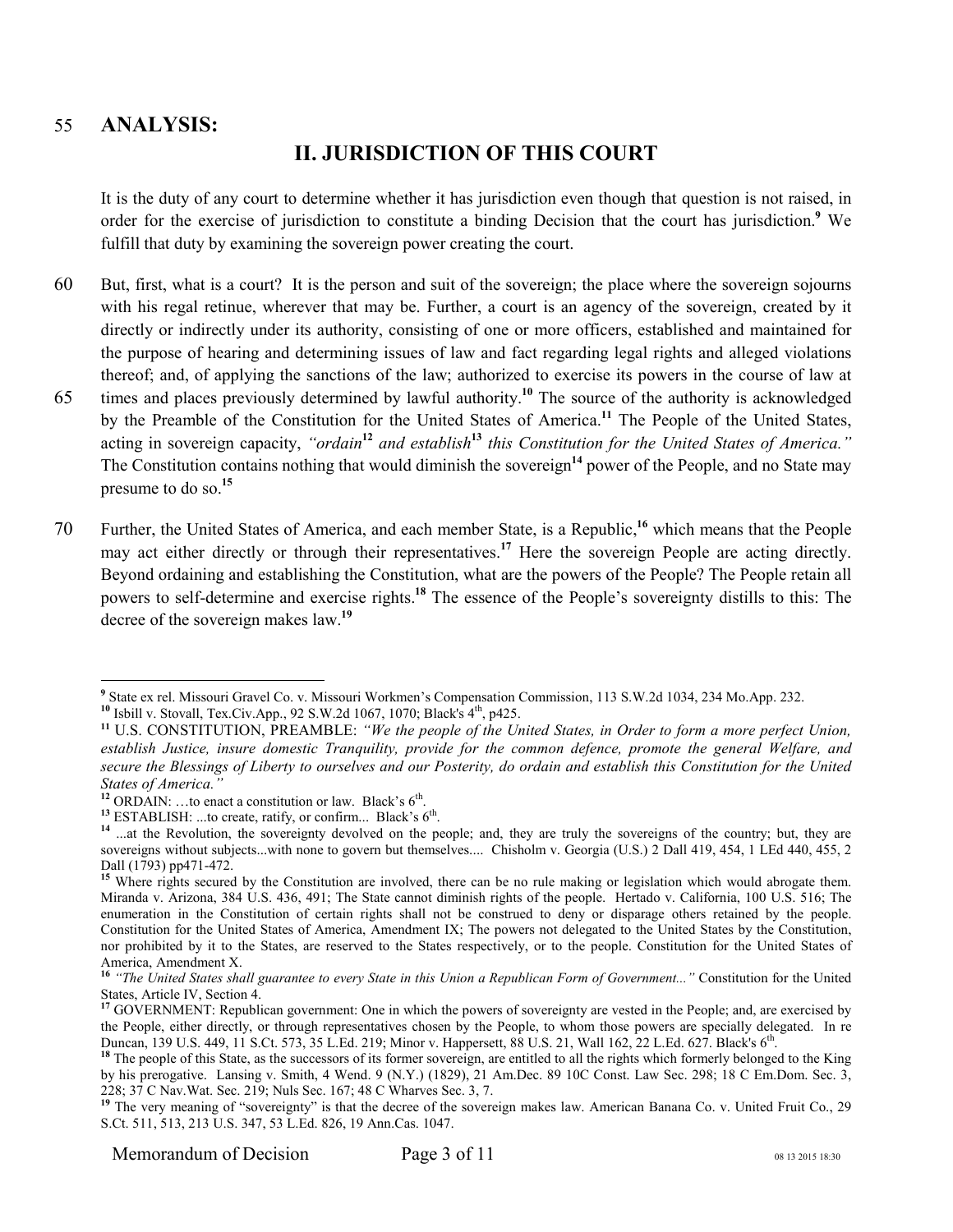## ANALYSIS:

## II. JURISDICTION OF THIS COURT

It is the duty of any court to determine whether it has jurisdiction even though that question is not raised, in order for the exercise of jurisdiction to constitute a binding Decision that the court has jurisdiction.[9] We fulfill that duty by examining the sovereign power creating the court.

But, first, what is a court? It is the person and suit of the sovereign; the place where the sovereign sojourns with his regal retinue, wherever that may be. Further, a court is an agency of the sovereign, created by it directly or indirectly under its authority, consisting of one or more officers, established and maintained for the purpose of hearing and determining issues of law and fact regarding legal rights and alleged violations thereof; and, of applying the sanctions of the law; authorized to exercise its powers in the course of law at times and places previously determined by lawful authority.[10] The source of the authority is acknowledged by the Preamble of the Constitution for the United States of America.[11] The People of the United States, acting in sovereign capacity, *"ordain[12] and establish[13] this Constitution for the United States of America."* The Constitution contains nothing that would diminish the sovereign[14] power of the People, and no State may presume to do so.[15]

Further, the United States of America, and each member State, is a Republic,[16] which means that the People may act either directly or through their representatives.[17] Here the sovereign People are acting directly. Beyond ordaining and establishing the Constitution, what are the powers of the People? The People retain all powers to self-determine and exercise rights.[18] The essence of the People's sovereignty distills to this: The decree of the sovereign makes law.[19]

---

[9] State ex rel. Missouri Gravel Co. v. Missouri Workmen's Compensation Commission, 113 S.W.2d 1034, 234 Mo.App. 232.

[10] Isbill v. Stovall, Tex.Civ.App., 92 S.W.2d 1067, 1070; Black's 4th, p425.

[11] U.S. CONSTITUTION, PREAMBLE: *"We the people of the United States, in Order to form a more perfect Union, establish Justice, insure domestic Tranquility, provide for the common defence, promote the general Welfare, and secure the Blessings of Liberty to ourselves and our Posterity, do ordain and establish this Constitution for the United States of America."*

[12] ORDAIN: …to enact a constitution or law. Black's 6th.

[13] ESTABLISH: ...to create, ratify, or confirm... Black's 6th.

[14] ...at the Revolution, the sovereignty devolved on the people; and, they are truly the sovereigns of the country; but, they are sovereigns without subjects...with none to govern but themselves.... Chisholm v. Georgia (U.S.) 2 Dall 419, 454, 1 LEd 440, 455, 2 Dall (1793) pp471-472.

[15] Where rights secured by the Constitution are involved, there can be no rule making or legislation which would abrogate them. Miranda v. Arizona, 384 U.S. 436, 491; The State cannot diminish rights of the people. Hertado v. California, 100 U.S. 516; The enumeration in the Constitution of certain rights shall not be construed to deny or disparage others retained by the people. Constitution for the United States of America, Amendment IX; The powers not delegated to the United States by the Constitution, nor prohibited by it to the States, are reserved to the States respectively, or to the people. Constitution for the United States of America, Amendment X.

[16] *"The United States shall guarantee to every State in this Union a Republican Form of Government..."* Constitution for the United States, Article IV, Section 4.

[17] GOVERNMENT: Republican government: One in which the powers of sovereignty are vested in the People; and, are exercised by the People, either directly, or through representatives chosen by the People, to whom those powers are specially delegated. In re Duncan, 139 U.S. 449, 11 S.Ct. 573, 35 L.Ed. 219; Minor v. Happersett, 88 U.S. 21, Wall 162, 22 L.Ed. 627. Black's 6th.

[18] The people of this State, as the successors of its former sovereign, are entitled to all the rights which formerly belonged to the King by his prerogative. Lansing v. Smith, 4 Wend. 9 (N.Y.) (1829), 21 Am.Dec. 89 10C Const. Law Sec. 298; 18 C Em.Dom. Sec. 3, 228; 37 C Nav.Wat. Sec. 219; Nuls Sec. 167; 48 C Wharves Sec. 3, 7.

[19] The very meaning of "sovereignty" is that the decree of the sovereign makes law. American Banana Co. v. United Fruit Co., 29 S.Ct. 511, 513, 213 U.S. 347, 53 L.Ed. 826, 19 Ann.Cas. 1047.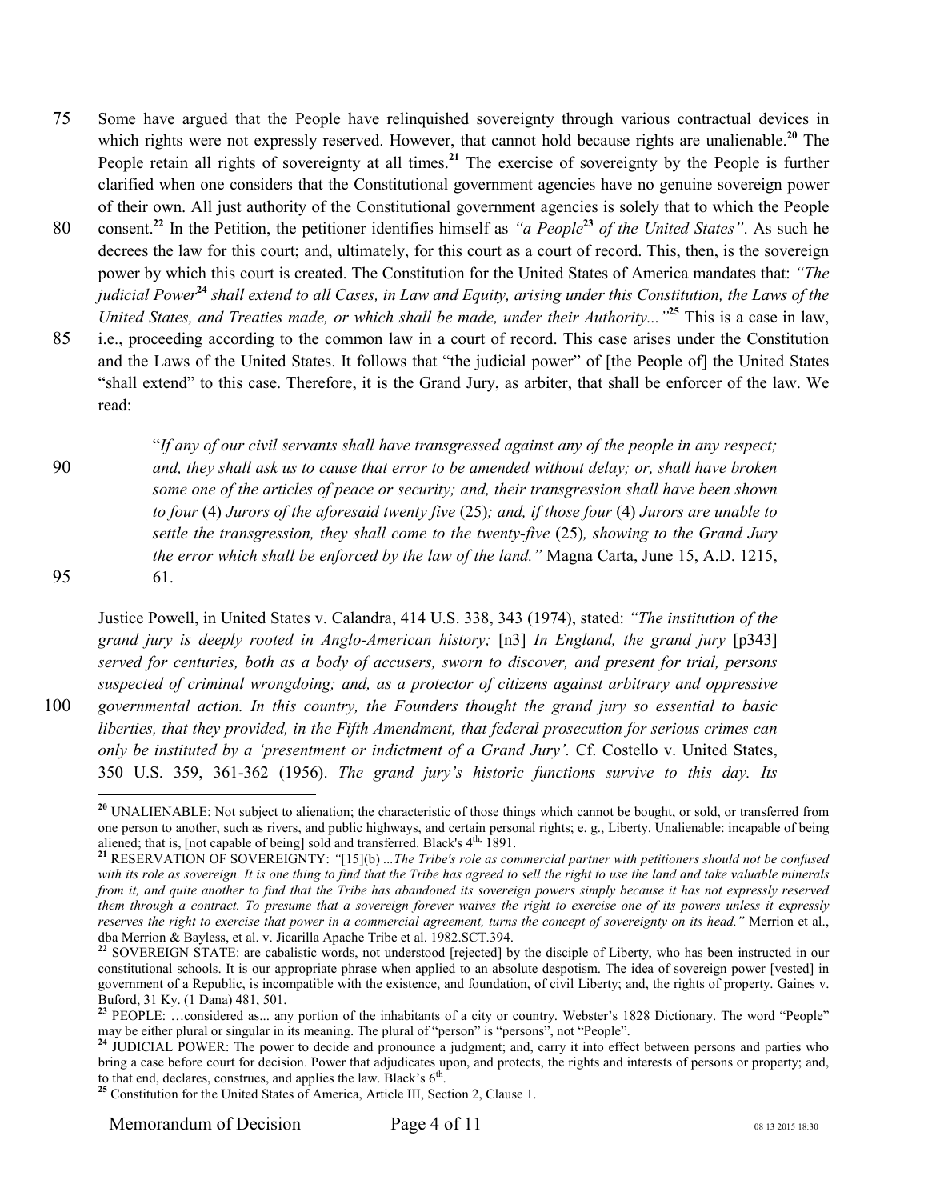Some have argued that the People have relinquished sovereignty through various contractual devices in which rights were not expressly reserved. However, that cannot hold because rights are unalienable.[20] The People retain all rights of sovereignty at all times.[21] The exercise of sovereignty by the People is further clarified when one considers that the Constitutional government agencies have no genuine sovereign power of their own. All just authority of the Constitutional government agencies is solely that to which the People consent.[22] In the Petition, the petitioner identifies himself as *"a People[23] of the United States"*. As such he decrees the law for this court; and, ultimately, for this court as a court of record. This, then, is the sovereign power by which this court is created. The Constitution for the United States of America mandates that: *"The judicial Power[24] shall extend to all Cases, in Law and Equity, arising under this Constitution, the Laws of the United States, and Treaties made, or which shall be made, under their Authority..."*[25] This is a case in law, i.e., proceeding according to the common law in a court of record. This case arises under the Constitution and the Laws of the United States. It follows that "the judicial power" of [the People of] the United States "shall extend" to this case. Therefore, it is the Grand Jury, as arbiter, that shall be enforcer of the law. We read:

> "*If any of our civil servants shall have transgressed against any of the people in any respect; and, they shall ask us to cause that error to be amended without delay; or, shall have broken some one of the articles of peace or security; and, their transgression shall have been shown to four* (4) *Jurors of the aforesaid twenty five* (25)*; and, if those four* (4) *Jurors are unable to settle the transgression, they shall come to the twenty-five* (25)*, showing to the Grand Jury the error which shall be enforced by the law of the land."* Magna Carta, June 15, A.D. 1215, 61.

Justice Powell, in United States v. Calandra, 414 U.S. 338, 343 (1974), stated: *"The institution of the grand jury is deeply rooted in Anglo-American history;* [n3] *In England, the grand jury* [p343] *served for centuries, both as a body of accusers, sworn to discover, and present for trial, persons suspected of criminal wrongdoing; and, as a protector of citizens against arbitrary and oppressive governmental action. In this country, the Founders thought the grand jury so essential to basic liberties, that they provided, in the Fifth Amendment, that federal prosecution for serious crimes can only be instituted by a 'presentment or indictment of a Grand Jury'.* Cf. Costello v. United States, 350 U.S. 359, 361-362 (1956). *The grand jury's historic functions survive to this day. Its*

---

[20] UNALIENABLE: Not subject to alienation; the characteristic of those things which cannot be bought, or sold, or transferred from one person to another, such as rivers, and public highways, and certain personal rights; e. g., Liberty. Unalienable: incapable of being aliened; that is, [not capable of being] sold and transferred. Black's 4th, 1891.

[21] RESERVATION OF SOVEREIGNTY: *"*[15](b) *...The Tribe's role as commercial partner with petitioners should not be confused with its role as sovereign. It is one thing to find that the Tribe has agreed to sell the right to use the land and take valuable minerals from it, and quite another to find that the Tribe has abandoned its sovereign powers simply because it has not expressly reserved them through a contract. To presume that a sovereign forever waives the right to exercise one of its powers unless it expressly reserves the right to exercise that power in a commercial agreement, turns the concept of sovereignty on its head."* Merrion et al., dba Merrion & Bayless, et al. v. Jicarilla Apache Tribe et al. 1982.SCT.394.

[22] SOVEREIGN STATE: are cabalistic words, not understood [rejected] by the disciple of Liberty, who has been instructed in our constitutional schools. It is our appropriate phrase when applied to an absolute despotism. The idea of sovereign power [vested] in government of a Republic, is incompatible with the existence, and foundation, of civil Liberty; and, the rights of property. Gaines v. Buford, 31 Ky. (1 Dana) 481, 501.

[23] PEOPLE: …considered as... any portion of the inhabitants of a city or country. Webster's 1828 Dictionary. The word "People" may be either plural or singular in its meaning. The plural of "person" is "persons", not "People".

[24] JUDICIAL POWER: The power to decide and pronounce a judgment; and, carry it into effect between persons and parties who bring a case before court for decision. Power that adjudicates upon, and protects, the rights and interests of persons or property; and, to that end, declares, construes, and applies the law. Black's 6th.

[25] Constitution for the United States of America, Article III, Section 2, Clause 1.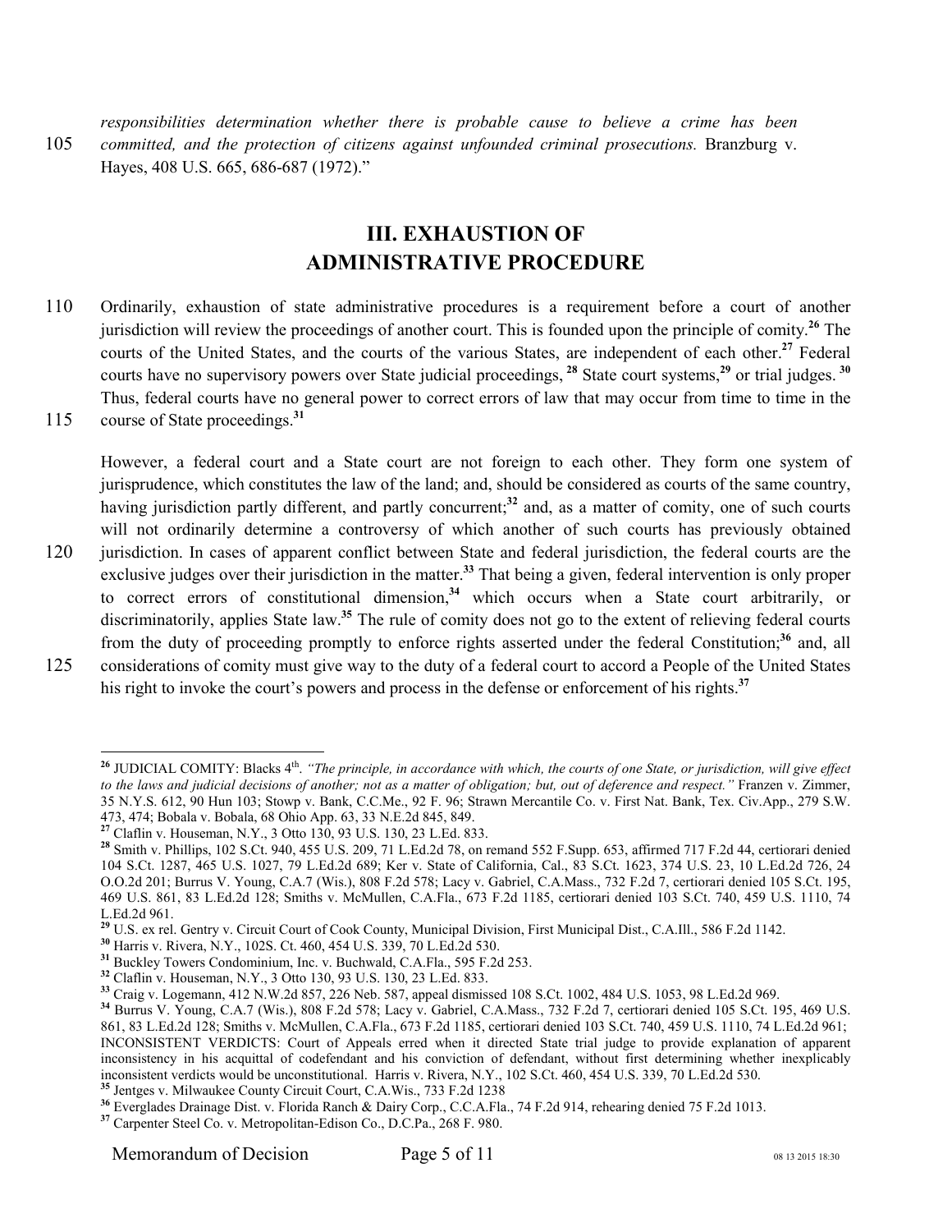*responsibilities determination whether there is probable cause to believe a crime has been committed, and the protection of citizens against unfounded criminal prosecutions.* Branzburg v. Hayes, 408 U.S. 665, 686-687 (1972)."

## III. EXHAUSTION OF ADMINISTRATIVE PROCEDURE

Ordinarily, exhaustion of state administrative procedures is a requirement before a court of another jurisdiction will review the proceedings of another court. This is founded upon the principle of comity.[26] The courts of the United States, and the courts of the various States, are independent of each other.[27] Federal courts have no supervisory powers over State judicial proceedings,[28] State court systems,[29] or trial judges.[30] Thus, federal courts have no general power to correct errors of law that may occur from time to time in the course of State proceedings.[31]

However, a federal court and a State court are not foreign to each other. They form one system of jurisprudence, which constitutes the law of the land; and, should be considered as courts of the same country, having jurisdiction partly different, and partly concurrent;[32] and, as a matter of comity, one of such courts will not ordinarily determine a controversy of which another of such courts has previously obtained jurisdiction. In cases of apparent conflict between State and federal jurisdiction, the federal courts are the exclusive judges over their jurisdiction in the matter.[33] That being a given, federal intervention is only proper to correct errors of constitutional dimension,[34] which occurs when a State court arbitrarily, or discriminatorily, applies State law.[35] The rule of comity does not go to the extent of relieving federal courts from the duty of proceeding promptly to enforce rights asserted under the federal Constitution;[36] and, all considerations of comity must give way to the duty of a federal court to accord a People of the United States his right to invoke the court's powers and process in the defense or enforcement of his rights.[37]

---

[26] JUDICIAL COMITY: Blacks 4th. *"The principle, in accordance with which, the courts of one State, or jurisdiction, will give effect to the laws and judicial decisions of another; not as a matter of obligation; but, out of deference and respect."* Franzen v. Zimmer, 35 N.Y.S. 612, 90 Hun 103; Stowp v. Bank, C.C.Me., 92 F. 96; Strawn Mercantile Co. v. First Nat. Bank, Tex. Civ.App., 279 S.W. 473, 474; Bobala v. Bobala, 68 Ohio App. 63, 33 N.E.2d 845, 849.

[27] Claflin v. Houseman, N.Y., 3 Otto 130, 93 U.S. 130, 23 L.Ed. 833.

[28] Smith v. Phillips, 102 S.Ct. 940, 455 U.S. 209, 71 L.Ed.2d 78, on remand 552 F.Supp. 653, affirmed 717 F.2d 44, certiorari denied 104 S.Ct. 1287, 465 U.S. 1027, 79 L.Ed.2d 689; Ker v. State of California, Cal., 83 S.Ct. 1623, 374 U.S. 23, 10 L.Ed.2d 726, 24 O.O.2d 201; Burrus V. Young, C.A.7 (Wis.), 808 F.2d 578; Lacy v. Gabriel, C.A.Mass., 732 F.2d 7, certiorari denied 105 S.Ct. 195, 469 U.S. 861, 83 L.Ed.2d 128; Smiths v. McMullen, C.A.Fla., 673 F.2d 1185, certiorari denied 103 S.Ct. 740, 459 U.S. 1110, 74 L.Ed.2d 961.

[29] U.S. ex rel. Gentry v. Circuit Court of Cook County, Municipal Division, First Municipal Dist., C.A.Ill., 586 F.2d 1142.

[30] Harris v. Rivera, N.Y., 102S. Ct. 460, 454 U.S. 339, 70 L.Ed.2d 530.

[31] Buckley Towers Condominium, Inc. v. Buchwald, C.A.Fla., 595 F.2d 253.

[32] Claflin v. Houseman, N.Y., 3 Otto 130, 93 U.S. 130, 23 L.Ed. 833.

[33] Craig v. Logemann, 412 N.W.2d 857, 226 Neb. 587, appeal dismissed 108 S.Ct. 1002, 484 U.S. 1053, 98 L.Ed.2d 969.

[34] Burrus V. Young, C.A.7 (Wis.), 808 F.2d 578; Lacy v. Gabriel, C.A.Mass., 732 F.2d 7, certiorari denied 105 S.Ct. 195, 469 U.S. 861, 83 L.Ed.2d 128; Smiths v. McMullen, C.A.Fla., 673 F.2d 1185, certiorari denied 103 S.Ct. 740, 459 U.S. 1110, 74 L.Ed.2d 961; INCONSISTENT VERDICTS: Court of Appeals erred when it directed State trial judge to provide explanation of apparent inconsistency in his acquittal of codefendant and his conviction of defendant, without first determining whether inexplicably inconsistent verdicts would be unconstitutional. Harris v. Rivera, N.Y., 102 S.Ct. 460, 454 U.S. 339, 70 L.Ed.2d 530.

[35] Jentges v. Milwaukee County Circuit Court, C.A.Wis., 733 F.2d 1238

[36] Everglades Drainage Dist. v. Florida Ranch & Dairy Corp., C.C.A.Fla., 74 F.2d 914, rehearing denied 75 F.2d 1013.

[37] Carpenter Steel Co. v. Metropolitan-Edison Co., D.C.Pa., 268 F. 980.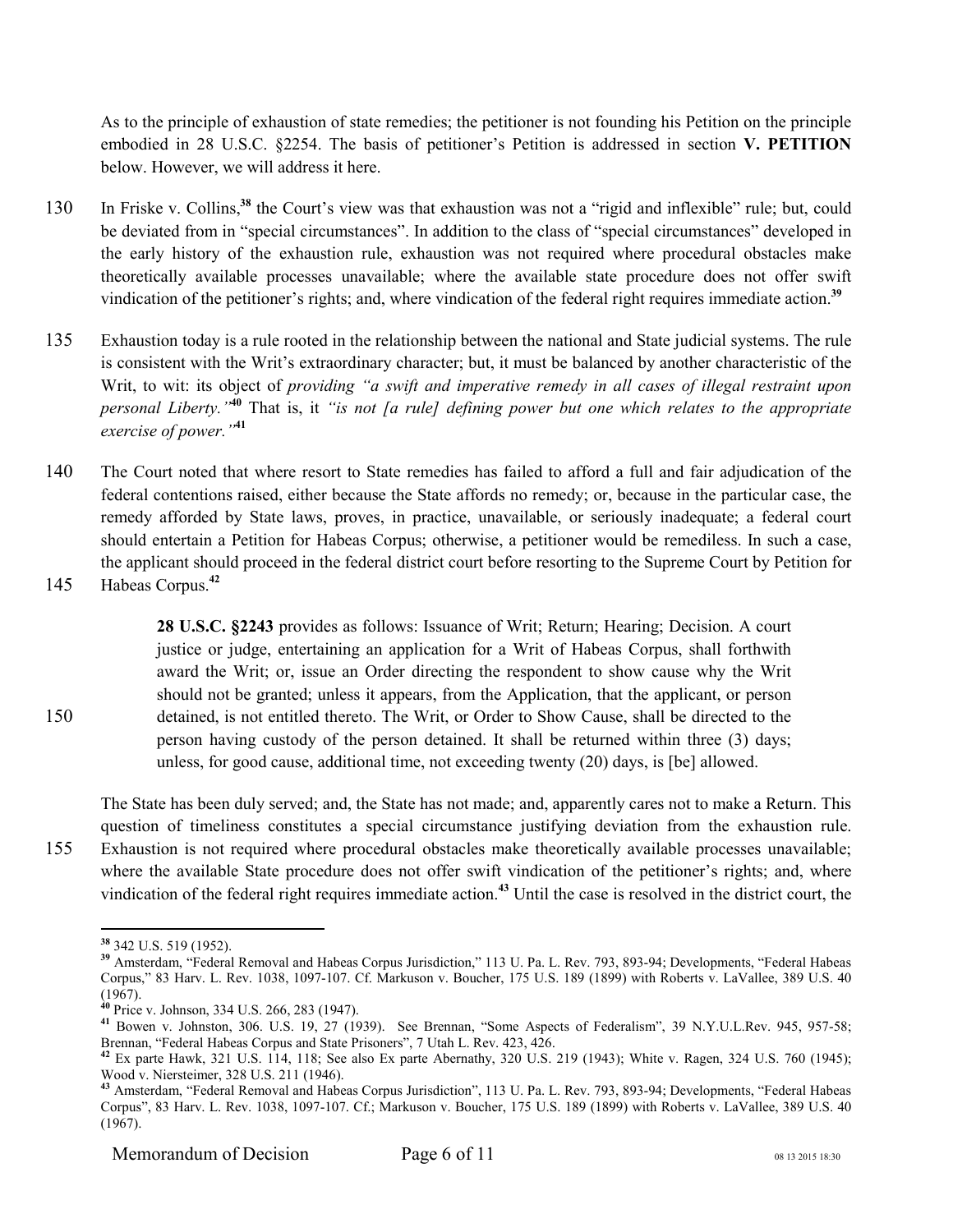As to the principle of exhaustion of state remedies; the petitioner is not founding his Petition on the principle embodied in 28 U.S.C. §2254. The basis of petitioner's Petition is addressed in section **V. PETITION** below. However, we will address it here.

In Friske v. Collins,[38] the Court's view was that exhaustion was not a "rigid and inflexible" rule; but, could be deviated from in "special circumstances". In addition to the class of "special circumstances" developed in the early history of the exhaustion rule, exhaustion was not required where procedural obstacles make theoretically available processes unavailable; where the available state procedure does not offer swift vindication of the petitioner's rights; and, where vindication of the federal right requires immediate action.[39]

Exhaustion today is a rule rooted in the relationship between the national and State judicial systems. The rule is consistent with the Writ's extraordinary character; but, it must be balanced by another characteristic of the Writ, to wit: its object of *providing "a swift and imperative remedy in all cases of illegal restraint upon personal Liberty."*[40] That is, it *"is not [a rule] defining power but one which relates to the appropriate exercise of power."*[41]

The Court noted that where resort to State remedies has failed to afford a full and fair adjudication of the federal contentions raised, either because the State affords no remedy; or, because in the particular case, the remedy afforded by State laws, proves, in practice, unavailable, or seriously inadequate; a federal court should entertain a Petition for Habeas Corpus; otherwise, a petitioner would be remediless. In such a case, the applicant should proceed in the federal district court before resorting to the Supreme Court by Petition for Habeas Corpus.[42]

> **28 U.S.C. §2243** provides as follows: Issuance of Writ; Return; Hearing; Decision. A court justice or judge, entertaining an application for a Writ of Habeas Corpus, shall forthwith award the Writ; or, issue an Order directing the respondent to show cause why the Writ should not be granted; unless it appears, from the Application, that the applicant, or person detained, is not entitled thereto. The Writ, or Order to Show Cause, shall be directed to the person having custody of the person detained. It shall be returned within three (3) days; unless, for good cause, additional time, not exceeding twenty (20) days, is [be] allowed.

The State has been duly served; and, the State has not made; and, apparently cares not to make a Return. This question of timeliness constitutes a special circumstance justifying deviation from the exhaustion rule. Exhaustion is not required where procedural obstacles make theoretically available processes unavailable; where the available State procedure does not offer swift vindication of the petitioner's rights; and, where vindication of the federal right requires immediate action.[43] Until the case is resolved in the district court, the

---

[38] 342 U.S. 519 (1952).

[39] Amsterdam, "Federal Removal and Habeas Corpus Jurisdiction," 113 U. Pa. L. Rev. 793, 893-94; Developments, "Federal Habeas Corpus," 83 Harv. L. Rev. 1038, 1097-107. Cf. Markuson v. Boucher, 175 U.S. 189 (1899) with Roberts v. LaVallee, 389 U.S. 40 (1967).

[40] Price v. Johnson, 334 U.S. 266, 283 (1947).

[41] Bowen v. Johnston, 306. U.S. 19, 27 (1939). See Brennan, "Some Aspects of Federalism", 39 N.Y.U.L.Rev. 945, 957-58; Brennan, "Federal Habeas Corpus and State Prisoners", 7 Utah L. Rev. 423, 426.

[42] Ex parte Hawk, 321 U.S. 114, 118; See also Ex parte Abernathy, 320 U.S. 219 (1943); White v. Ragen, 324 U.S. 760 (1945); Wood v. Niersteimer, 328 U.S. 211 (1946).

[43] Amsterdam, "Federal Removal and Habeas Corpus Jurisdiction", 113 U. Pa. L. Rev. 793, 893-94; Developments, "Federal Habeas Corpus", 83 Harv. L. Rev. 1038, 1097-107. Cf.; Markuson v. Boucher, 175 U.S. 189 (1899) with Roberts v. LaVallee, 389 U.S. 40 (1967).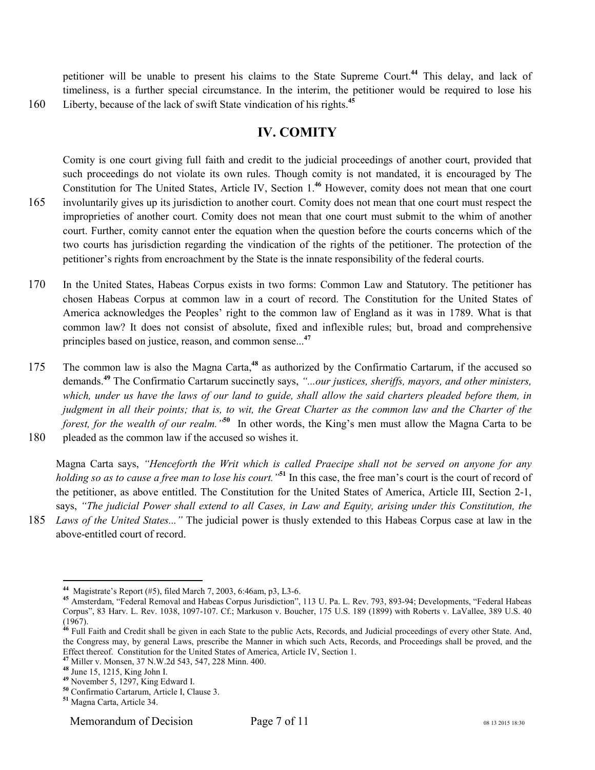petitioner will be unable to present his claims to the State Supreme Court.[44] This delay, and lack of timeliness, is a further special circumstance. In the interim, the petitioner would be required to lose his Liberty, because of the lack of swift State vindication of his rights.[45]

## IV. COMITY

Comity is one court giving full faith and credit to the judicial proceedings of another court, provided that such proceedings do not violate its own rules. Though comity is not mandated, it is encouraged by The Constitution for The United States, Article IV, Section 1.[46] However, comity does not mean that one court involuntarily gives up its jurisdiction to another court. Comity does not mean that one court must respect the improprieties of another court. Comity does not mean that one court must submit to the whim of another court. Further, comity cannot enter the equation when the question before the courts concerns which of the two courts has jurisdiction regarding the vindication of the rights of the petitioner. The protection of the petitioner's rights from encroachment by the State is the innate responsibility of the federal courts.

In the United States, Habeas Corpus exists in two forms: Common Law and Statutory. The petitioner has chosen Habeas Corpus at common law in a court of record. The Constitution for the United States of America acknowledges the Peoples' right to the common law of England as it was in 1789. What is that common law? It does not consist of absolute, fixed and inflexible rules; but, broad and comprehensive principles based on justice, reason, and common sense...[47]

The common law is also the Magna Carta,[48] as authorized by the Confirmatio Cartarum, if the accused so demands.[49] The Confirmatio Cartarum succinctly says, *"...our justices, sheriffs, mayors, and other ministers, which, under us have the laws of our land to guide, shall allow the said charters pleaded before them, in judgment in all their points; that is, to wit, the Great Charter as the common law and the Charter of the forest, for the wealth of our realm."*[50] In other words, the King's men must allow the Magna Carta to be pleaded as the common law if the accused so wishes it.

Magna Carta says, *"Henceforth the Writ which is called Praecipe shall not be served on anyone for any holding so as to cause a free man to lose his court."*[51] In this case, the free man's court is the court of record of the petitioner, as above entitled. The Constitution for the United States of America, Article III, Section 2-1, says, *"The judicial Power shall extend to all Cases, in Law and Equity, arising under this Constitution, the Laws of the United States..."* The judicial power is thusly extended to this Habeas Corpus case at law in the above-entitled court of record.

---

[44] Magistrate's Report (#5), filed March 7, 2003, 6:46am, p3, L3-6.

[45] Amsterdam, "Federal Removal and Habeas Corpus Jurisdiction", 113 U. Pa. L. Rev. 793, 893-94; Developments, "Federal Habeas Corpus", 83 Harv. L. Rev. 1038, 1097-107. Cf.; Markuson v. Boucher, 175 U.S. 189 (1899) with Roberts v. LaVallee, 389 U.S. 40 (1967).

[46] Full Faith and Credit shall be given in each State to the public Acts, Records, and Judicial proceedings of every other State. And, the Congress may, by general Laws, prescribe the Manner in which such Acts, Records, and Proceedings shall be proved, and the Effect thereof. Constitution for the United States of America, Article IV, Section 1.

[47] Miller v. Monsen, 37 N.W.2d 543, 547, 228 Minn. 400.

[48] June 15, 1215, King John I.

[49] November 5, 1297, King Edward I.

[50] Confirmatio Cartarum, Article I, Clause 3.

[51] Magna Carta, Article 34.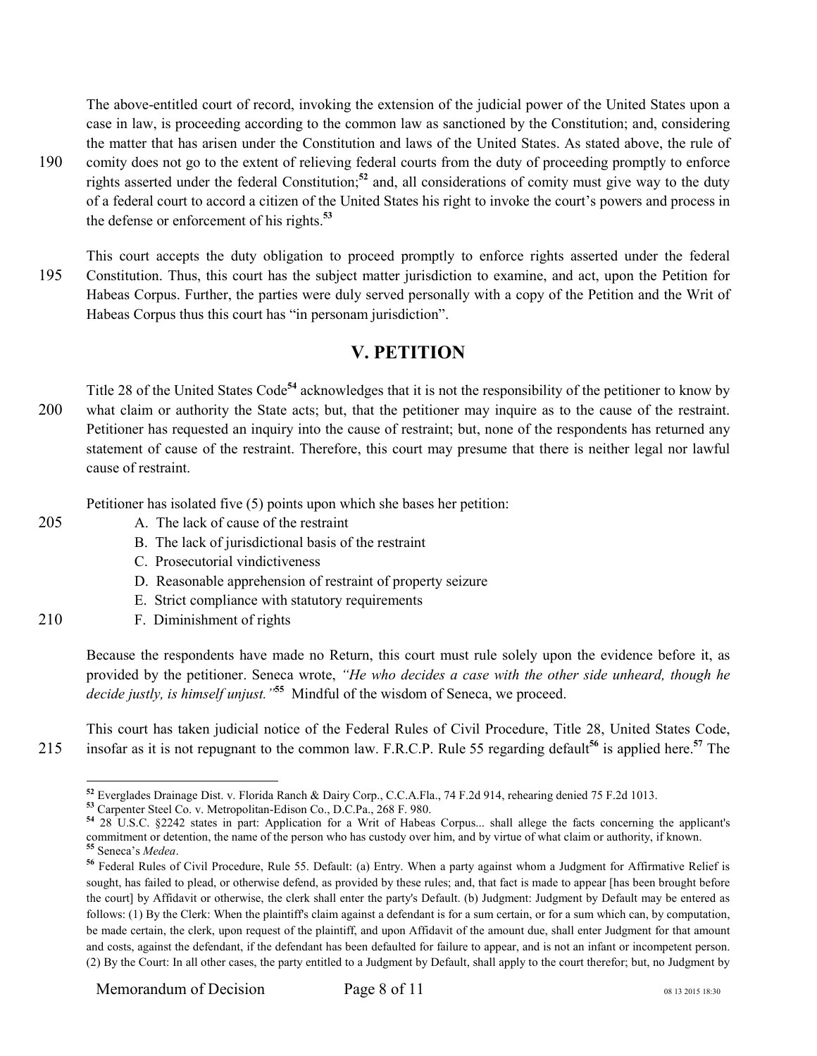The above-entitled court of record, invoking the extension of the judicial power of the United States upon a case in law, is proceeding according to the common law as sanctioned by the Constitution; and, considering the matter that has arisen under the Constitution and laws of the United States. As stated above, the rule of comity does not go to the extent of relieving federal courts from the duty of proceeding promptly to enforce rights asserted under the federal Constitution;[52] and, all considerations of comity must give way to the duty of a federal court to accord a citizen of the United States his right to invoke the court's powers and process in the defense or enforcement of his rights.[53]

This court accepts the duty obligation to proceed promptly to enforce rights asserted under the federal Constitution. Thus, this court has the subject matter jurisdiction to examine, and act, upon the Petition for Habeas Corpus. Further, the parties were duly served personally with a copy of the Petition and the Writ of Habeas Corpus thus this court has "in personam jurisdiction".

## V. PETITION

Title 28 of the United States Code[54] acknowledges that it is not the responsibility of the petitioner to know by what claim or authority the State acts; but, that the petitioner may inquire as to the cause of the restraint. Petitioner has requested an inquiry into the cause of restraint; but, none of the respondents has returned any statement of cause of the restraint. Therefore, this court may presume that there is neither legal nor lawful cause of restraint.

Petitioner has isolated five (5) points upon which she bases her petition:

A. The lack of cause of the restraint
B. The lack of jurisdictional basis of the restraint
C. Prosecutorial vindictiveness
D. Reasonable apprehension of restraint of property seizure
E. Strict compliance with statutory requirements
F. Diminishment of rights

Because the respondents have made no Return, this court must rule solely upon the evidence before it, as provided by the petitioner. Seneca wrote, *"He who decides a case with the other side unheard, though he decide justly, is himself unjust."*[55] Mindful of the wisdom of Seneca, we proceed.

This court has taken judicial notice of the Federal Rules of Civil Procedure, Title 28, United States Code, insofar as it is not repugnant to the common law. F.R.C.P. Rule 55 regarding default[56] is applied here.[57] The

---

[52] Everglades Drainage Dist. v. Florida Ranch & Dairy Corp., C.C.A.Fla., 74 F.2d 914, rehearing denied 75 F.2d 1013.

[53] Carpenter Steel Co. v. Metropolitan-Edison Co., D.C.Pa., 268 F. 980.

[54] 28 U.S.C. §2242 states in part: Application for a Writ of Habeas Corpus... shall allege the facts concerning the applicant's commitment or detention, the name of the person who has custody over him, and by virtue of what claim or authority, if known.

[55] Seneca's *Medea*.

[56] Federal Rules of Civil Procedure, Rule 55. Default: (a) Entry. When a party against whom a Judgment for Affirmative Relief is sought, has failed to plead, or otherwise defend, as provided by these rules; and, that fact is made to appear [has been brought before the court] by Affidavit or otherwise, the clerk shall enter the party's Default. (b) Judgment: Judgment by Default may be entered as follows: (1) By the Clerk: When the plaintiff's claim against a defendant is for a sum certain, or for a sum which can, by computation, be made certain, the clerk, upon request of the plaintiff, and upon Affidavit of the amount due, shall enter Judgment for that amount and costs, against the defendant, if the defendant has been defaulted for failure to appear, and is not an infant or incompetent person. (2) By the Court: In all other cases, the party entitled to a Judgment by Default, shall apply to the court therefor; but, no Judgment by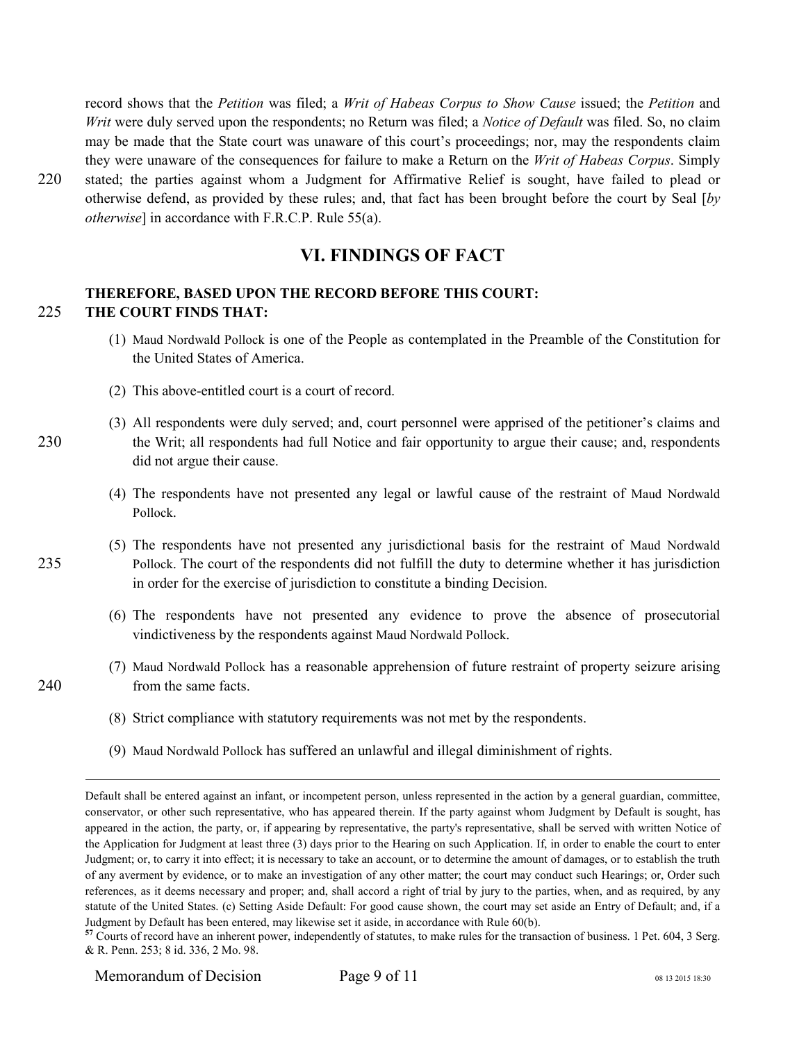record shows that the *Petition* was filed; a *Writ of Habeas Corpus to Show Cause* issued; the *Petition* and *Writ* were duly served upon the respondents; no Return was filed; a *Notice of Default* was filed. So, no claim may be made that the State court was unaware of this court's proceedings; nor, may the respondents claim they were unaware of the consequences for failure to make a Return on the *Writ of Habeas Corpus*. Simply stated; the parties against whom a Judgment for Affirmative Relief is sought, have failed to plead or otherwise defend, as provided by these rules; and, that fact has been brought before the court by Seal [*by otherwise*] in accordance with F.R.C.P. Rule 55(a).

## VI. FINDINGS OF FACT

**THEREFORE, BASED UPON THE RECORD BEFORE THIS COURT:**
**THE COURT FINDS THAT:**

(1) Maud Nordwald Pollock is one of the People as contemplated in the Preamble of the Constitution for the United States of America.

(2) This above-entitled court is a court of record.

(3) All respondents were duly served; and, court personnel were apprised of the petitioner's claims and the Writ; all respondents had full Notice and fair opportunity to argue their cause; and, respondents did not argue their cause.

(4) The respondents have not presented any legal or lawful cause of the restraint of Maud Nordwald Pollock.

(5) The respondents have not presented any jurisdictional basis for the restraint of Maud Nordwald Pollock. The court of the respondents did not fulfill the duty to determine whether it has jurisdiction in order for the exercise of jurisdiction to constitute a binding Decision.

(6) The respondents have not presented any evidence to prove the absence of prosecutorial vindictiveness by the respondents against Maud Nordwald Pollock.

(7) Maud Nordwald Pollock has a reasonable apprehension of future restraint of property seizure arising from the same facts.

(8) Strict compliance with statutory requirements was not met by the respondents.

(9) Maud Nordwald Pollock has suffered an unlawful and illegal diminishment of rights.

---

Default shall be entered against an infant, or incompetent person, unless represented in the action by a general guardian, committee, conservator, or other such representative, who has appeared therein. If the party against whom Judgment by Default is sought, has appeared in the action, the party, or, if appearing by representative, the party's representative, shall be served with written Notice of the Application for Judgment at least three (3) days prior to the Hearing on such Application. If, in order to enable the court to enter Judgment; or, to carry it into effect; it is necessary to take an account, or to determine the amount of damages, or to establish the truth of any averment by evidence, or to make an investigation of any other matter; the court may conduct such Hearings; or, Order such references, as it deems necessary and proper; and, shall accord a right of trial by jury to the parties, when, and as required, by any statute of the United States. (c) Setting Aside Default: For good cause shown, the court may set aside an Entry of Default; and, if a Judgment by Default has been entered, may likewise set it aside, in accordance with Rule 60(b).

[57] Courts of record have an inherent power, independently of statutes, to make rules for the transaction of business. 1 Pet. 604, 3 Serg. & R. Penn. 253; 8 id. 336, 2 Mo. 98.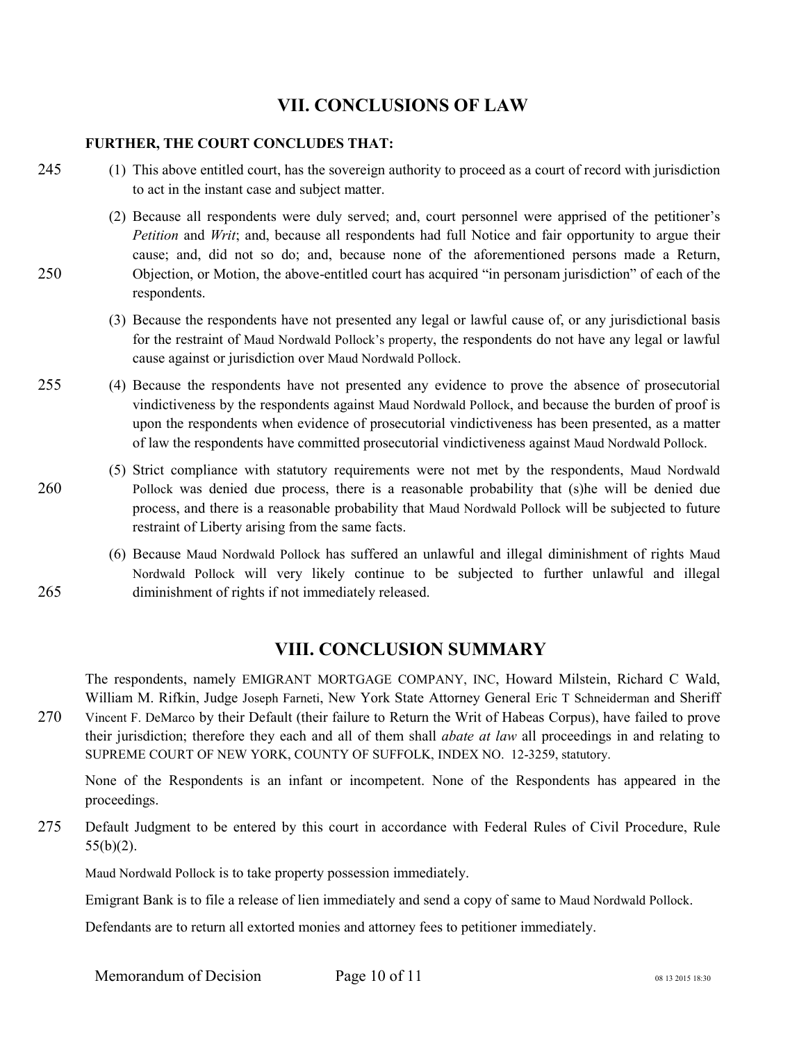## VII. CONCLUSIONS OF LAW

**FURTHER, THE COURT CONCLUDES THAT:**

(1) This above entitled court, has the sovereign authority to proceed as a court of record with jurisdiction to act in the instant case and subject matter.

(2) Because all respondents were duly served; and, court personnel were apprised of the petitioner's *Petition* and *Writ*; and, because all respondents had full Notice and fair opportunity to argue their cause; and, did not so do; and, because none of the aforementioned persons made a Return, Objection, or Motion, the above-entitled court has acquired "in personam jurisdiction" of each of the respondents.

(3) Because the respondents have not presented any legal or lawful cause of, or any jurisdictional basis for the restraint of Maud Nordwald Pollock's property, the respondents do not have any legal or lawful cause against or jurisdiction over Maud Nordwald Pollock.

(4) Because the respondents have not presented any evidence to prove the absence of prosecutorial vindictiveness by the respondents against Maud Nordwald Pollock, and because the burden of proof is upon the respondents when evidence of prosecutorial vindictiveness has been presented, as a matter of law the respondents have committed prosecutorial vindictiveness against Maud Nordwald Pollock.

(5) Strict compliance with statutory requirements were not met by the respondents, Maud Nordwald Pollock was denied due process, there is a reasonable probability that (s)he will be denied due process, and there is a reasonable probability that Maud Nordwald Pollock will be subjected to future restraint of Liberty arising from the same facts.

(6) Because Maud Nordwald Pollock has suffered an unlawful and illegal diminishment of rights Maud Nordwald Pollock will very likely continue to be subjected to further unlawful and illegal diminishment of rights if not immediately released.

## VIII. CONCLUSION SUMMARY

The respondents, namely EMIGRANT MORTGAGE COMPANY, INC, Howard Milstein, Richard C Wald, William M. Rifkin, Judge Joseph Farneti, New York State Attorney General Eric T Schneiderman and Sheriff Vincent F. DeMarco by their Default (their failure to Return the Writ of Habeas Corpus), have failed to prove their jurisdiction; therefore they each and all of them shall *abate at law* all proceedings in and relating to SUPREME COURT OF NEW YORK, COUNTY OF SUFFOLK, INDEX NO. 12-3259, statutory.

None of the Respondents is an infant or incompetent. None of the Respondents has appeared in the proceedings.

Default Judgment to be entered by this court in accordance with Federal Rules of Civil Procedure, Rule 55(b)(2).

Maud Nordwald Pollock is to take property possession immediately.

Emigrant Bank is to file a release of lien immediately and send a copy of same to Maud Nordwald Pollock.

Defendants are to return all extorted monies and attorney fees to petitioner immediately.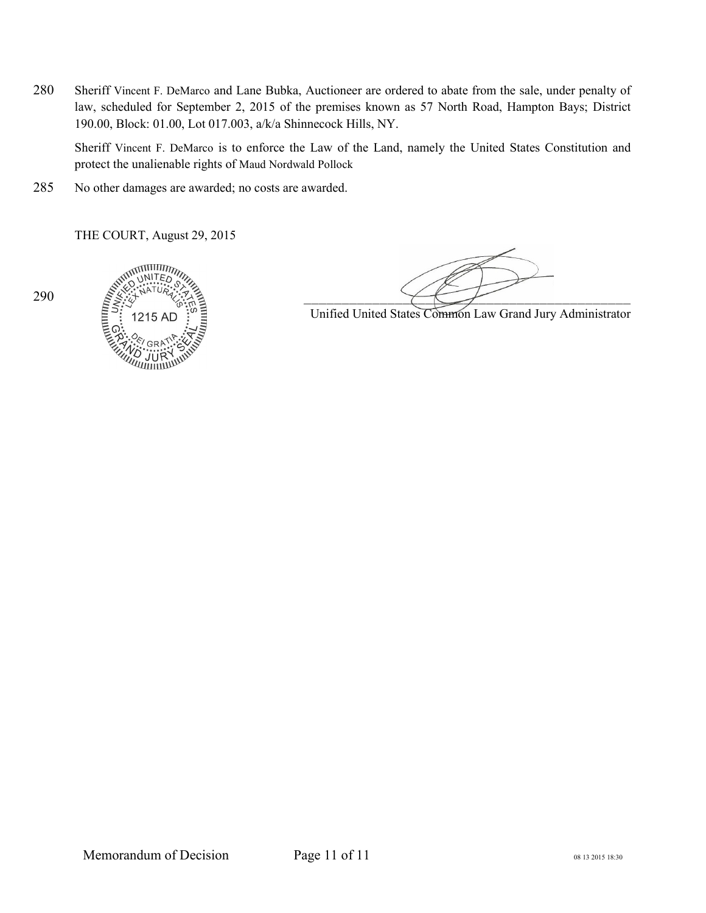280 Sheriff Vincent F. DeMarco and Lane Bubka, Auctioneer are ordered to abate from the sale, under penalty of law, scheduled for September 2, 2015 of the premises known as 57 North Road, Hampton Bays; District 190.00, Block: 01.00, Lot 017.003, a/k/a Shinnecock Hills, NY.

Sheriff Vincent F. DeMarco is to enforce the Law of the Land, namely the United States Constitution and protect the unalienable rights of Maud Nordwald Pollock

285 No other damages are awarded; no costs are awarded.

THE COURT, August 29, 2015

290

UNIFIED UNITED STATES
LEX NATURALIS
1215 AD
DEI GRATIA
GRAND JURY SEAL

\_\_\_\_\_\_\_\_\_\_\_\_\_\_\_\_\_\_\_\_\_\_\_\_\_\_\_\_\_\_\_\_\_\_\_\_\_\_\_\_\_\_\_\_

Unified United States Common Law Grand Jury Administrator

Memorandum of Decision 08 13 2015 18:30